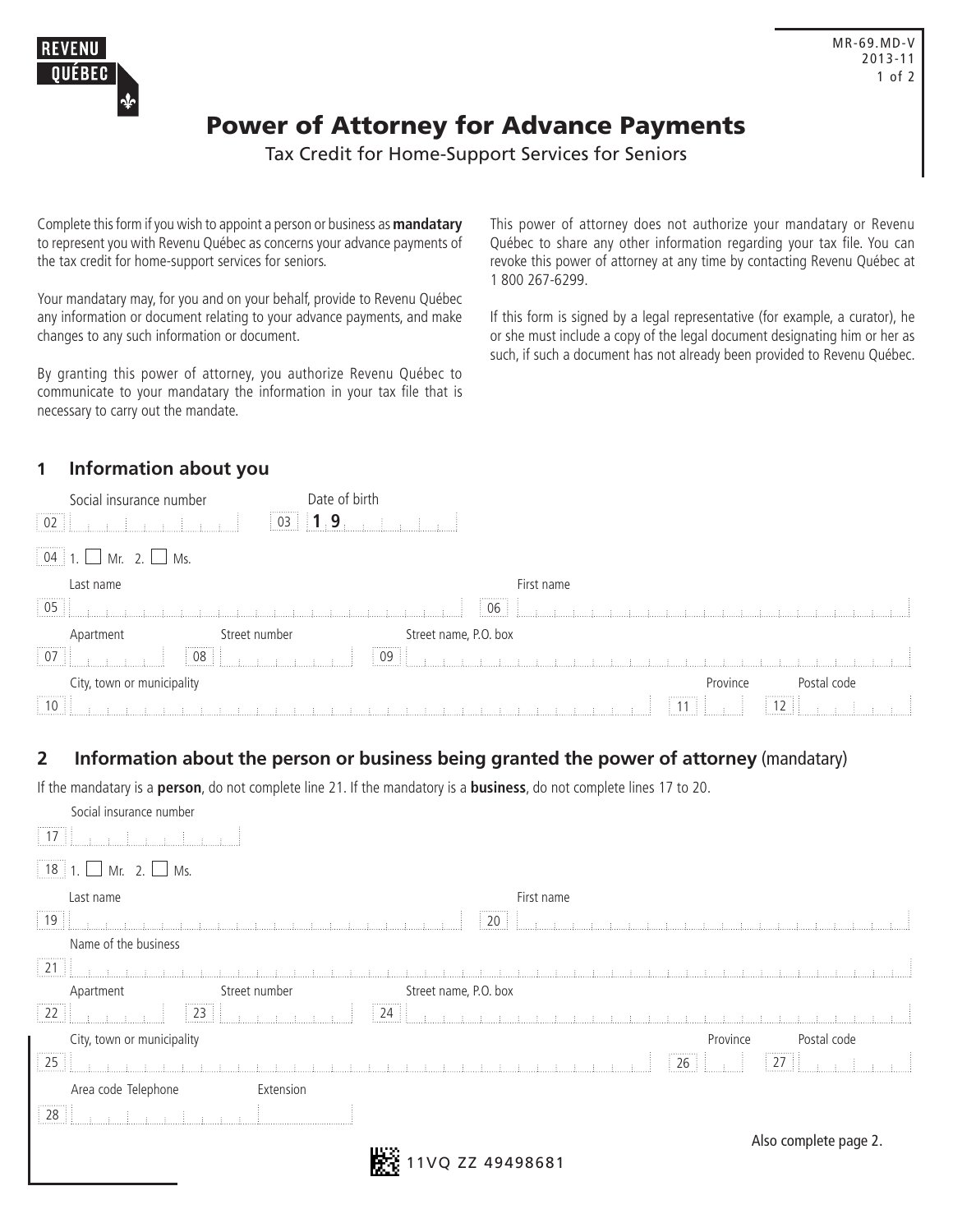REVENU QUÉBEC

MR-69.MD-V
2013-11

# Power of Attorney for Advance Payments

Tax Credit for Home-Support Services for Seniors

Complete this form if you wish to appoint a person or business as **mandatary** to represent you with Revenu Québec as concerns your advance payments of the tax credit for home-support services for seniors.

Your mandatary may, for you and on your behalf, provide to Revenu Québec any information or document relating to your advance payments, and make changes to any such information or document.

By granting this power of attorney, you authorize Revenu Québec to communicate to your mandatary the information in your tax file that is necessary to carry out the mandate.

This power of attorney does not authorize your mandatary or Revenu Québec to share any other information regarding your tax file. You can revoke this power of attorney at any time by contacting Revenu Québec at 1 800 267-6299.

If this form is signed by a legal representative (for example, a curator), he or she must include a copy of the legal document designating him or her as such, if such a document has not already been provided to Revenu Québec.

## 1 Information about you

02 Social insurance number

03 Date of birth 1 9

04 1. ☐ Mr. 2. ☐ Ms.

05 Last name

06 First name

07 Apartment

08 Street number

09 Street name, P.O. box

10 City, town or municipality

11 Province

12 Postal code

## 2 Information about the person or business being granted the power of attorney (mandatary)

If the mandatary is a **person**, do not complete line 21. If the mandatory is a **business**, do not complete lines 17 to 20.

17 Social insurance number

18 1. ☐ Mr. 2. ☐ Ms.

19 Last name

20 First name

21 Name of the business

22 Apartment

23 Street number

24 Street name, P.O. box

25 City, town or municipality

26 Province

27 Postal code

28 Area code Telephone Extension

Also complete page 2.

11VQ ZZ 49498681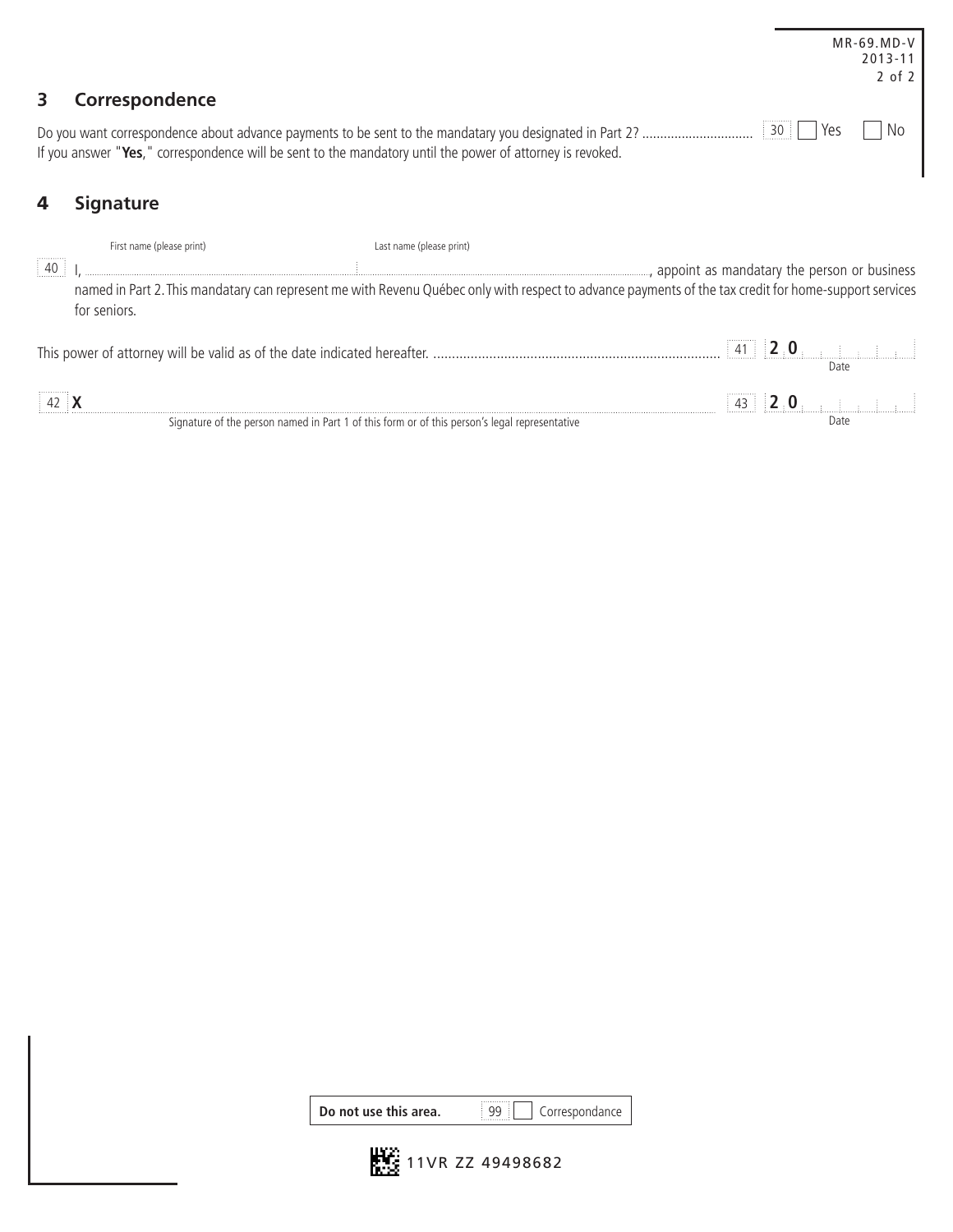## 3 Correspondence

Do you want correspondence about advance payments to be sent to the mandatary you designated in Part 2? .............................. 30 ☐ Yes ☐ No

If you answer "**Yes**," correspondence will be sent to the mandatary until the power of attorney is revoked.

## 4 Signature

40 I, ______________________ (First name (please print)) ______________________ (Last name (please print)), appoint as mandatary the person or business named in Part 2. This mandatary can represent me with Revenu Québec only with respect to advance payments of the tax credit for home-support services for seniors.

This power of attorney will be valid as of the date indicated hereafter. ............................................................................. 41 **2 0** ______ Date

42 **X** ______________________________________________ 43 **2 0** ______ Date

Signature of the person named in Part 1 of this form or of this person's legal representative

**Do not use this area.** 99 ☐ Correspondance

11VR ZZ 49498682